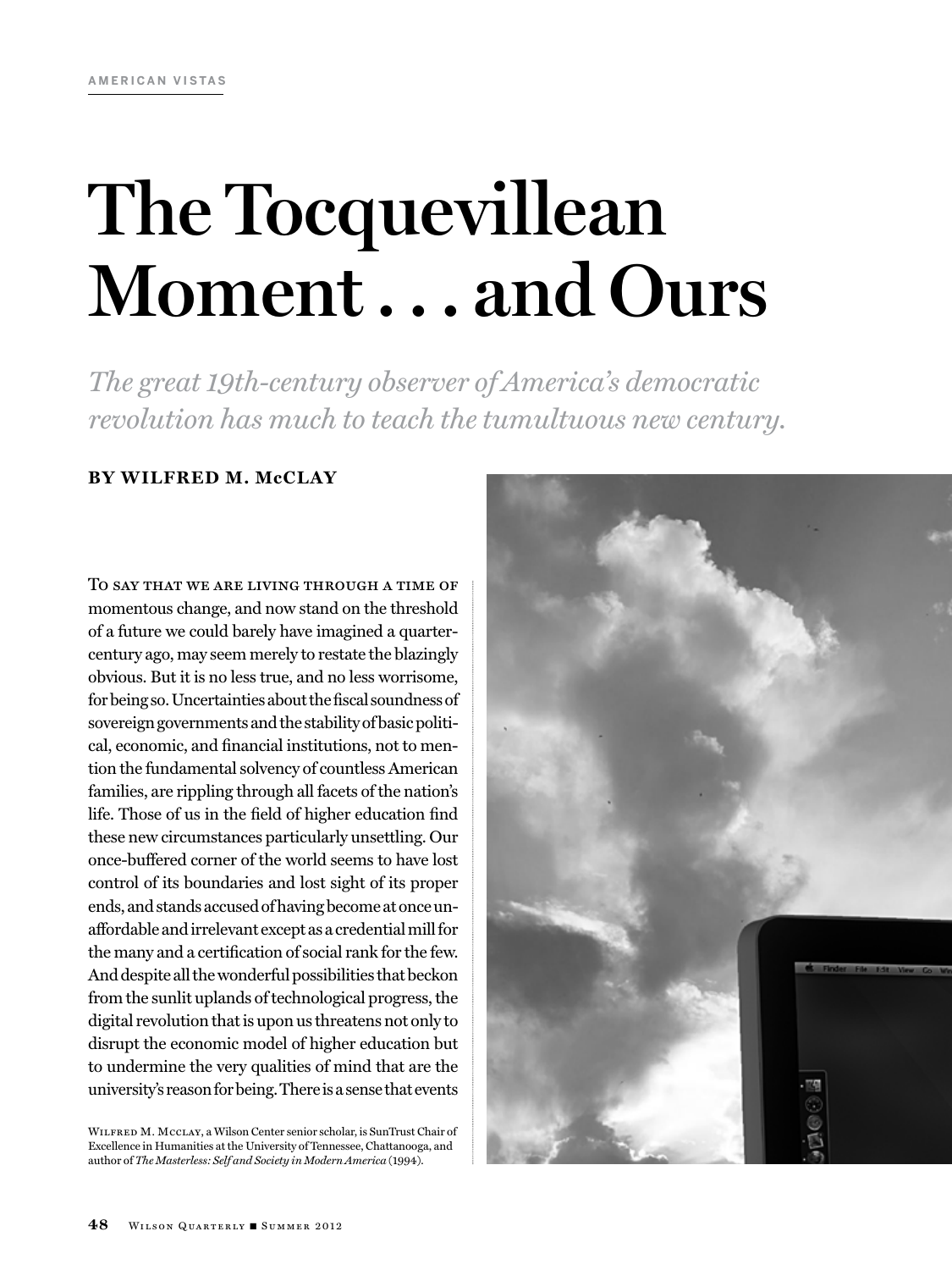AMERICAN VISTAS

# The Tocquevillean Moment . . . and Ours

*The great 19th-century observer of America's democratic revolution has much to teach the tumultuous new century.*

**BY WILFRED M. McCLAY**

To say that we are living through a time of momentous change, and now stand on the threshold of a future we could barely have imagined a quarter-century ago, may seem merely to restate the blazingly obvious. But it is no less true, and no less worrisome, for being so. Uncertainties about the fiscal soundness of sovereign governments and the stability of basic political, economic, and financial institutions, not to mention the fundamental solvency of countless American families, are rippling through all facets of the nation's life. Those of us in the field of higher education find these new circumstances particularly unsettling. Our once-buffered corner of the world seems to have lost control of its boundaries and lost sight of its proper ends, and stands accused of having become at once unaffordable and irrelevant except as a credential mill for the many and a certification of social rank for the few. And despite all the wonderful possibilities that beckon from the sunlit uplands of technological progress, the digital revolution that is upon us threatens not only to disrupt the economic model of higher education but to undermine the very qualities of mind that are the university's reason for being. There is a sense that events

Wilfred M. McClay, a Wilson Center senior scholar, is SunTrust Chair of Excellence in Humanities at the University of Tennessee, Chattanooga, and author of *The Masterless: Self and Society in Modern America* (1994).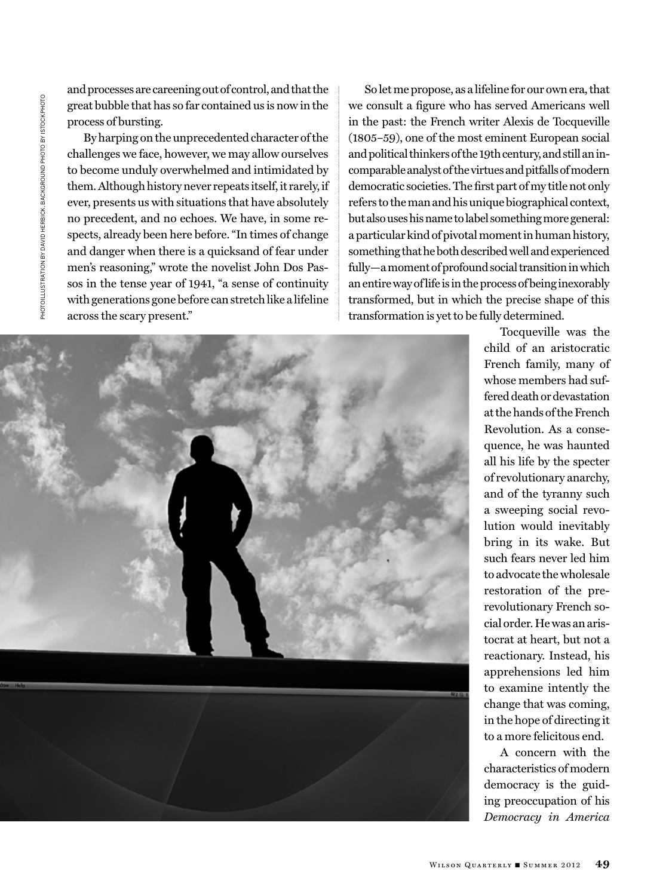and processes are careening out of control, and that the great bubble that has so far contained us is now in the process of bursting.

By harping on the unprecedented character of the challenges we face, however, we may allow ourselves to become unduly overwhelmed and intimidated by them. Although history never repeats itself, it rarely, if ever, presents us with situations that have absolutely no precedent, and no echoes. We have, in some respects, already been here before. "In times of change and danger when there is a quicksand of fear under men's reasoning," wrote the novelist John Dos Passos in the tense year of 1941, "a sense of continuity with generations gone before can stretch like a lifeline across the scary present."

So let me propose, as a lifeline for our own era, that we consult a figure who has served Americans well in the past: the French writer Alexis de Tocqueville (1805–59), one of the most eminent European social and political thinkers of the 19th century, and still an incomparable analyst of the virtues and pitfalls of modern democratic societies. The first part of my title not only refers to the man and his unique biographical context, but also uses his name to label something more general: a particular kind of pivotal moment in human history, something that he both described well and experienced fully—a moment of profound social transition in which an entire way of life is in the process of being inexorably transformed, but in which the precise shape of this transformation is yet to be fully determined.

Tocqueville was the child of an aristocratic French family, many of whose members had suffered death or devastation at the hands of the French Revolution. As a consequence, he was haunted all his life by the specter of revolutionary anarchy, and of the tyranny such a sweeping social revolution would inevitably bring in its wake. But such fears never led him to advocate the wholesale restoration of the prerevolutionary French social order. He was an aristocrat at heart, but not a reactionary. Instead, his apprehensions led him to examine intently the change that was coming, in the hope of directing it to a more felicitous end.

A concern with the characteristics of modern democracy is the guiding preoccupation of his *Democracy in America*

PHOTOILLUSTRATION BY DAVID HERBICK. BACKGROUND PHOTO BY ISTOCKPHOTO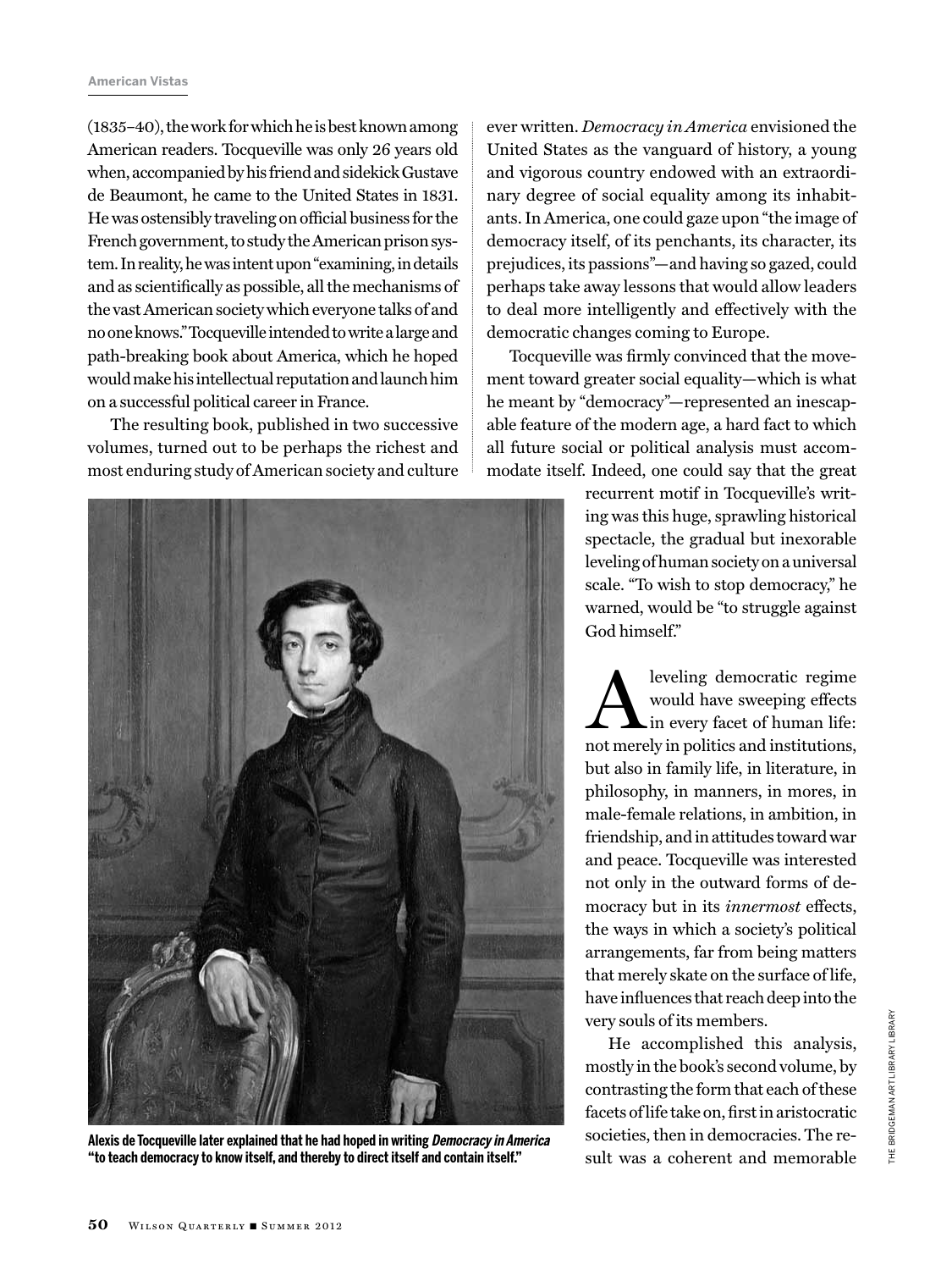(1835–40), the work for which he is best known among American readers. Tocqueville was only 26 years old when, accompanied by his friend and sidekick Gustave de Beaumont, he came to the United States in 1831. He was ostensibly traveling on official business for the French government, to study the American prison system. In reality, he was intent upon "examining, in details and as scientifically as possible, all the mechanisms of the vast American society which everyone talks of and no one knows." Tocqueville intended to write a large and path-breaking book about America, which he hoped would make his intellectual reputation and launch him on a successful political career in France.

The resulting book, published in two successive volumes, turned out to be perhaps the richest and most enduring study of American society and culture ever written. *Democracy in America* envisioned the United States as the vanguard of history, a young and vigorous country endowed with an extraordinary degree of social equality among its inhabitants. In America, one could gaze upon "the image of democracy itself, of its penchants, its character, its prejudices, its passions"—and having so gazed, could perhaps take away lessons that would allow leaders to deal more intelligently and effectively with the democratic changes coming to Europe.

Tocqueville was firmly convinced that the movement toward greater social equality—which is what he meant by "democracy"—represented an inescapable feature of the modern age, a hard fact to which all future social or political analysis must accommodate itself. Indeed, one could say that the great recurrent motif in Tocqueville's writing was this huge, sprawling historical spectacle, the gradual but inexorable leveling of human society on a universal scale. "To wish to stop democracy," he warned, would be "to struggle against God himself."

**Alexis de Tocqueville later explained that he had hoped in writing *Democracy in America* "to teach democracy to know itself, and thereby to direct itself and contain itself."**

THE BRIDGEMAN ART LIBRARY LIBRARY

A leveling democratic regime would have sweeping effects in every facet of human life: not merely in politics and institutions, but also in family life, in literature, in philosophy, in manners, in mores, in male-female relations, in ambition, in friendship, and in attitudes toward war and peace. Tocqueville was interested not only in the outward forms of democracy but in its *innermost* effects, the ways in which a society's political arrangements, far from being matters that merely skate on the surface of life, have influences that reach deep into the very souls of its members.

He accomplished this analysis, mostly in the book's second volume, by contrasting the form that each of these facets of life take on, first in aristocratic societies, then in democracies. The result was a coherent and memorable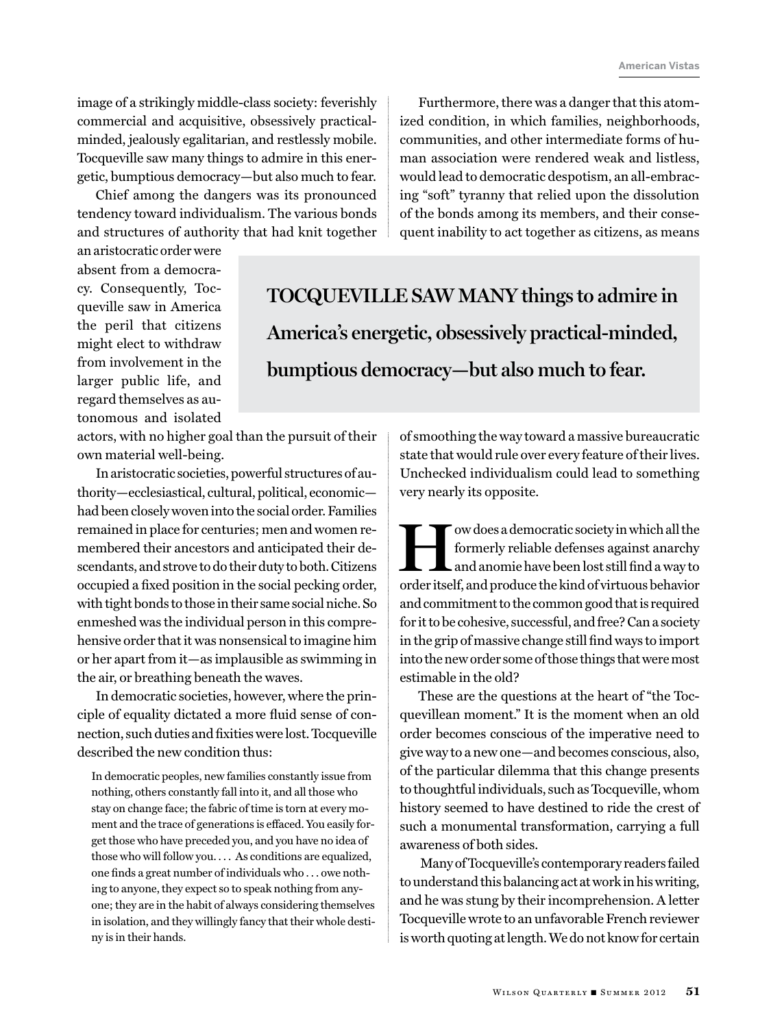image of a strikingly middle-class society: feverishly commercial and acquisitive, obsessively practical-minded, jealously egalitarian, and restlessly mobile. Tocqueville saw many things to admire in this energetic, bumptious democracy—but also much to fear.

Chief among the dangers was its pronounced tendency toward individualism. The various bonds and structures of authority that had knit together an aristocratic order were absent from a democracy. Consequently, Tocqueville saw in America the peril that citizens might elect to withdraw from involvement in the larger public life, and regard themselves as autonomous and isolated actors, with no higher goal than the pursuit of their own material well-being.

In aristocratic societies, powerful structures of authority—ecclesiastical, cultural, political, economic—had been closely woven into the social order. Families remained in place for centuries; men and women remembered their ancestors and anticipated their descendants, and strove to do their duty to both. Citizens occupied a fixed position in the social pecking order, with tight bonds to those in their same social niche. So enmeshed was the individual person in this comprehensive order that it was nonsensical to imagine him or her apart from it—as implausible as swimming in the air, or breathing beneath the waves.

In democratic societies, however, where the principle of equality dictated a more fluid sense of connection, such duties and fixities were lost. Tocqueville described the new condition thus:

> In democratic peoples, new families constantly issue from nothing, others constantly fall into it, and all those who stay on change face; the fabric of time is torn at every moment and the trace of generations is effaced. You easily forget those who have preceded you, and you have no idea of those who will follow you. . . . As conditions are equalized, one finds a great number of individuals who . . . owe nothing to anyone, they expect so to speak nothing from anyone; they are in the habit of always considering themselves in isolation, and they willingly fancy that their whole destiny is in their hands.

Furthermore, there was a danger that this atomized condition, in which families, neighborhoods, communities, and other intermediate forms of human association were rendered weak and listless, would lead to democratic despotism, an all-embracing "soft" tyranny that relied upon the dissolution of the bonds among its members, and their consequent inability to act together as citizens, as means of smoothing the way toward a massive bureaucratic state that would rule over every feature of their lives. Unchecked individualism could lead to something very nearly its opposite.

**TOCQUEVILLE SAW MANY things to admire in America's energetic, obsessively practical-minded, bumptious democracy—but also much to fear.**

How does a democratic society in which all the formerly reliable defenses against anarchy and anomie have been lost still find a way to order itself, and produce the kind of virtuous behavior and commitment to the common good that is required for it to be cohesive, successful, and free? Can a society in the grip of massive change still find ways to import into the new order some of those things that were most estimable in the old?

These are the questions at the heart of "the Tocquevillean moment." It is the moment when an old order becomes conscious of the imperative need to give way to a new one—and becomes conscious, also, of the particular dilemma that this change presents to thoughtful individuals, such as Tocqueville, whom history seemed to have destined to ride the crest of such a monumental transformation, carrying a full awareness of both sides.

Many of Tocqueville's contemporary readers failed to understand this balancing act at work in his writing, and he was stung by their incomprehension. A letter Tocqueville wrote to an unfavorable French reviewer is worth quoting at length. We do not know for certain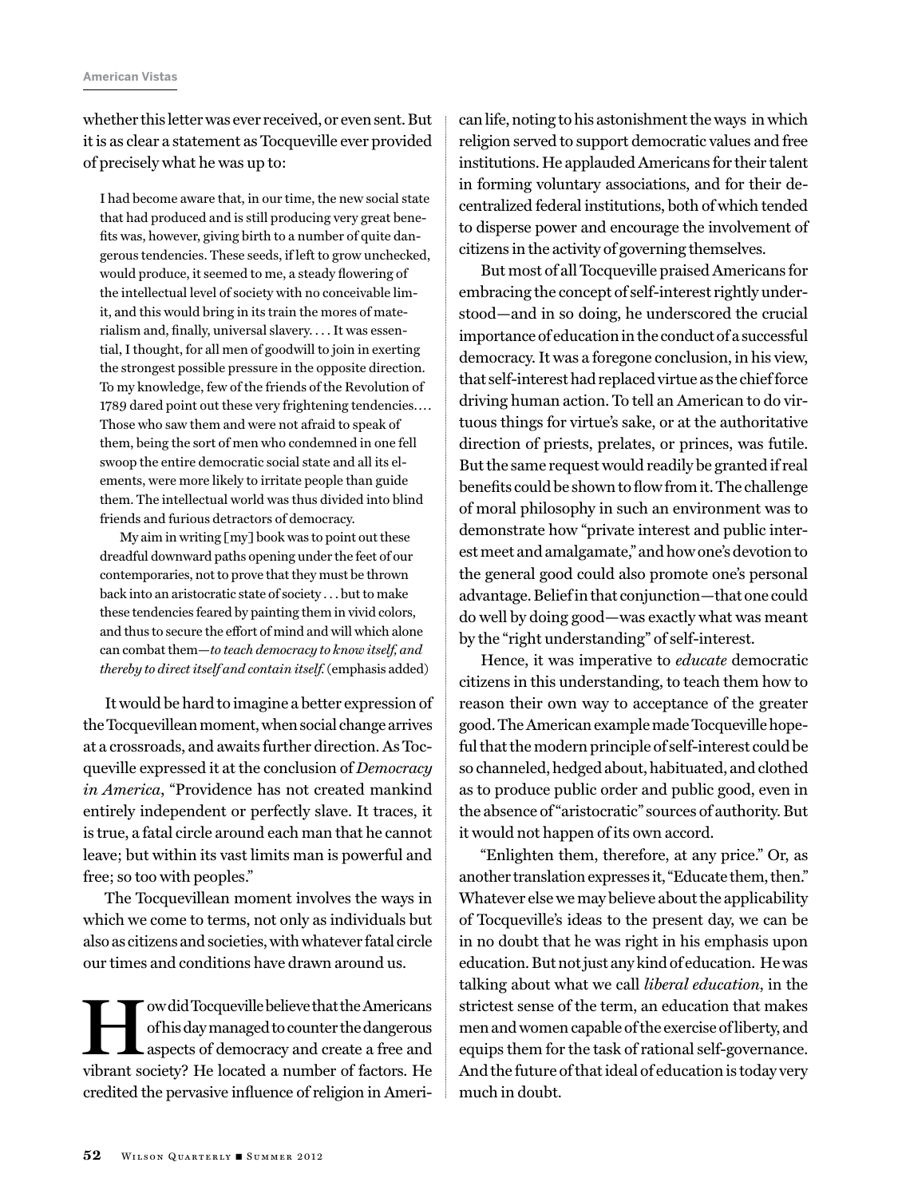whether this letter was ever received, or even sent. But it is as clear a statement as Tocqueville ever provided of precisely what he was up to:

> I had become aware that, in our time, the new social state that had produced and is still producing very great benefits was, however, giving birth to a number of quite dangerous tendencies. These seeds, if left to grow unchecked, would produce, it seemed to me, a steady flowering of the intellectual level of society with no conceivable limit, and this would bring in its train the mores of materialism and, finally, universal slavery. . . . It was essential, I thought, for all men of goodwill to join in exerting the strongest possible pressure in the opposite direction. To my knowledge, few of the friends of the Revolution of 1789 dared point out these very frightening tendencies. . . . Those who saw them and were not afraid to speak of them, being the sort of men who condemned in one fell swoop the entire democratic social state and all its elements, were more likely to irritate people than guide them. The intellectual world was thus divided into blind friends and furious detractors of democracy.
>
> My aim in writing [my] book was to point out these dreadful downward paths opening under the feet of our contemporaries, not to prove that they must be thrown back into an aristocratic state of society . . . but to make these tendencies feared by painting them in vivid colors, and thus to secure the effort of mind and will which alone can combat them—*to teach democracy to know itself, and thereby to direct itself and contain itself.* (emphasis added)

It would be hard to imagine a better expression of the Tocquevillean moment, when social change arrives at a crossroads, and awaits further direction. As Tocqueville expressed it at the conclusion of *Democracy in America*, "Providence has not created mankind entirely independent or perfectly slave. It traces, it is true, a fatal circle around each man that he cannot leave; but within its vast limits man is powerful and free; so too with peoples."

The Tocquevillean moment involves the ways in which we come to terms, not only as individuals but also as citizens and societies, with whatever fatal circle our times and conditions have drawn around us.

How did Tocqueville believe that the Americans of his day managed to counter the dangerous aspects of democracy and create a free and vibrant society? He located a number of factors. He credited the pervasive influence of religion in American life, noting to his astonishment the ways in which religion served to support democratic values and free institutions. He applauded Americans for their talent in forming voluntary associations, and for their decentralized federal institutions, both of which tended to disperse power and encourage the involvement of citizens in the activity of governing themselves.

But most of all Tocqueville praised Americans for embracing the concept of self-interest rightly understood—and in so doing, he underscored the crucial importance of education in the conduct of a successful democracy. It was a foregone conclusion, in his view, that self-interest had replaced virtue as the chief force driving human action. To tell an American to do virtuous things for virtue's sake, or at the authoritative direction of priests, prelates, or princes, was futile. But the same request would readily be granted if real benefits could be shown to flow from it. The challenge of moral philosophy in such an environment was to demonstrate how "private interest and public interest meet and amalgamate," and how one's devotion to the general good could also promote one's personal advantage. Belief in that conjunction—that one could do well by doing good—was exactly what was meant by the "right understanding" of self-interest.

Hence, it was imperative to *educate* democratic citizens in this understanding, to teach them how to reason their own way to acceptance of the greater good. The American example made Tocqueville hopeful that the modern principle of self-interest could be so channeled, hedged about, habituated, and clothed as to produce public order and public good, even in the absence of "aristocratic" sources of authority. But it would not happen of its own accord.

"Enlighten them, therefore, at any price." Or, as another translation expresses it, "Educate them, then." Whatever else we may believe about the applicability of Tocqueville's ideas to the present day, we can be in no doubt that he was right in his emphasis upon education. But not just any kind of education. He was talking about what we call *liberal education*, in the strictest sense of the term, an education that makes men and women capable of the exercise of liberty, and equips them for the task of rational self-governance. And the future of that ideal of education is today very much in doubt.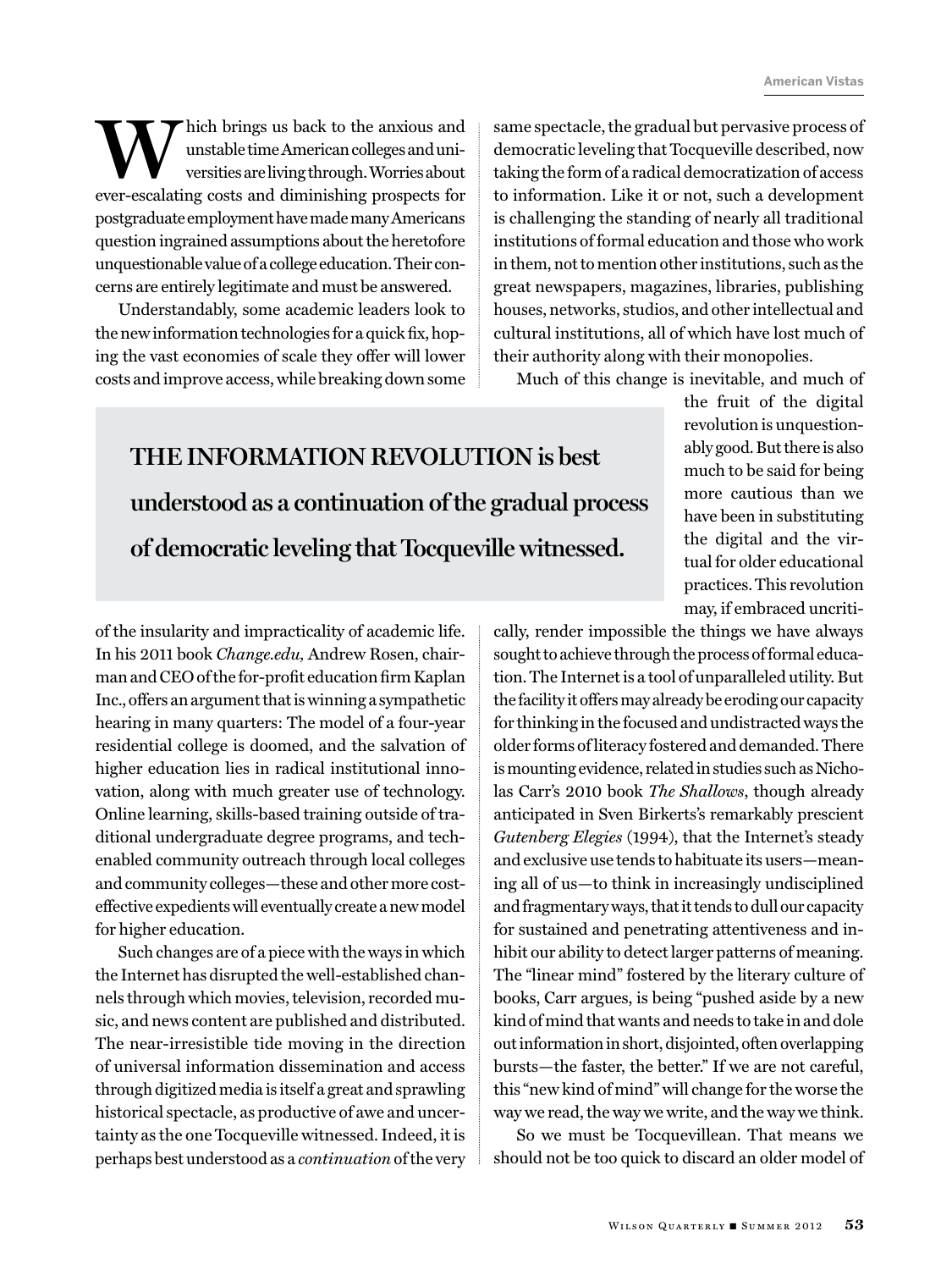Which brings us back to the anxious and unstable time American colleges and universities are living through. Worries about ever-escalating costs and diminishing prospects for postgraduate employment have made many Americans question ingrained assumptions about the heretofore unquestionable value of a college education. Their concerns are entirely legitimate and must be answered.

Understandably, some academic leaders look to the new information technologies for a quick fix, hoping the vast economies of scale they offer will lower costs and improve access, while breaking down some of the insularity and impracticality of academic life. In his 2011 book *Change.edu*, Andrew Rosen, chairman and CEO of the for-profit education firm Kaplan Inc., offers an argument that is winning a sympathetic hearing in many quarters: The model of a four-year residential college is doomed, and the salvation of higher education lies in radical institutional innovation, along with much greater use of technology. Online learning, skills-based training outside of traditional undergraduate degree programs, and tech-enabled community outreach through local colleges and community colleges—these and other more cost-effective expedients will eventually create a new model for higher education.

Such changes are of a piece with the ways in which the Internet has disrupted the well-established channels through which movies, television, recorded music, and news content are published and distributed. The near-irresistible tide moving in the direction of universal information dissemination and access through digitized media is itself a great and sprawling historical spectacle, as productive of awe and uncertainty as the one Tocqueville witnessed. Indeed, it is perhaps best understood as a *continuation* of the very same spectacle, the gradual but pervasive process of democratic leveling that Tocqueville described, now taking the form of a radical democratization of access to information. Like it or not, such a development is challenging the standing of nearly all traditional institutions of formal education and those who work in them, not to mention other institutions, such as the great newspapers, magazines, libraries, publishing houses, networks, studios, and other intellectual and cultural institutions, all of which have lost much of their authority along with their monopolies.

**THE INFORMATION REVOLUTION is best understood as a continuation of the gradual process of democratic leveling that Tocqueville witnessed.**

Much of this change is inevitable, and much of the fruit of the digital revolution is unquestionably good. But there is also much to be said for being more cautious than we have been in substituting the digital and the virtual for older educational practices. This revolution may, if embraced uncritically, render impossible the things we have always sought to achieve through the process of formal education. The Internet is a tool of unparalleled utility. But the facility it offers may already be eroding our capacity for thinking in the focused and undistracted ways the older forms of literacy fostered and demanded. There is mounting evidence, related in studies such as Nicholas Carr's 2010 book *The Shallows*, though already anticipated in Sven Birkerts's remarkably prescient *Gutenberg Elegies* (1994), that the Internet's steady and exclusive use tends to habituate its users—meaning all of us—to think in increasingly undisciplined and fragmentary ways, that it tends to dull our capacity for sustained and penetrating attentiveness and inhibit our ability to detect larger patterns of meaning. The "linear mind" fostered by the literary culture of books, Carr argues, is being "pushed aside by a new kind of mind that wants and needs to take in and dole out information in short, disjointed, often overlapping bursts—the faster, the better." If we are not careful, this "new kind of mind" will change for the worse the way we read, the way we write, and the way we think.

So we must be Tocquevillean. That means we should not be too quick to discard an older model of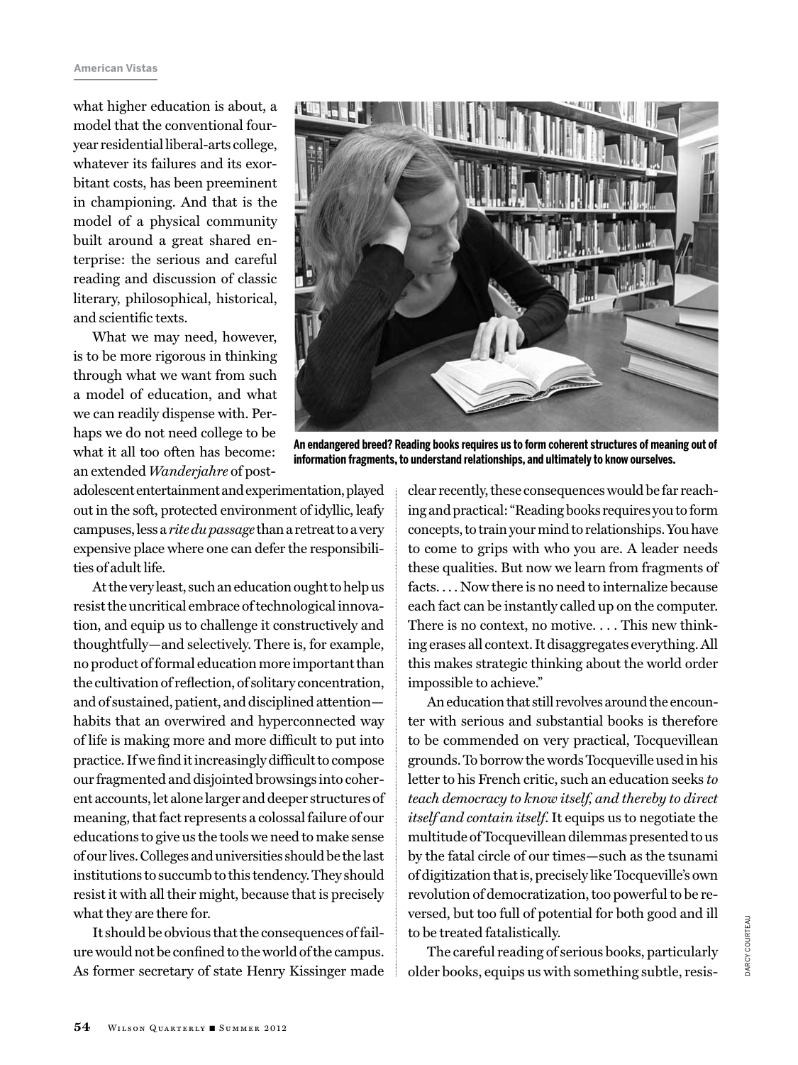what higher education is about, a model that the conventional four-year residential liberal-arts college, whatever its failures and its exorbitant costs, has been preeminent in championing. And that is the model of a physical community built around a great shared enterprise: the serious and careful reading and discussion of classic literary, philosophical, historical, and scientific texts.

What we may need, however, is to be more rigorous in thinking through what we want from such a model of education, and what we can readily dispense with. Perhaps we do not need college to be what it all too often has become: an extended *Wanderjahre* of post-adolescent entertainment and experimentation, played out in the soft, protected environment of idyllic, leafy campuses, less a *rite du passage* than a retreat to a very expensive place where one can defer the responsibilities of adult life.

**An endangered breed? Reading books requires us to form coherent structures of meaning out of information fragments, to understand relationships, and ultimately to know ourselves.**

At the very least, such an education ought to help us resist the uncritical embrace of technological innovation, and equip us to challenge it constructively and thoughtfully—and selectively. There is, for example, no product of formal education more important than the cultivation of reflection, of solitary concentration, and of sustained, patient, and disciplined attention—habits that an overwired and hyperconnected way of life is making more and more difficult to put into practice. If we find it increasingly difficult to compose our fragmented and disjointed browsings into coherent accounts, let alone larger and deeper structures of meaning, that fact represents a colossal failure of our educations to give us the tools we need to make sense of our lives. Colleges and universities should be the last institutions to succumb to this tendency. They should resist it with all their might, because that is precisely what they are there for.

It should be obvious that the consequences of failure would not be confined to the world of the campus. As former secretary of state Henry Kissinger made clear recently, these consequences would be far reaching and practical: "Reading books requires you to form concepts, to train your mind to relationships. You have to come to grips with who you are. A leader needs these qualities. But now we learn from fragments of facts. . . . Now there is no need to internalize because each fact can be instantly called up on the computer. There is no context, no motive. . . . This new thinking erases all context. It disaggregates everything. All this makes strategic thinking about the world order impossible to achieve."

An education that still revolves around the encounter with serious and substantial books is therefore to be commended on very practical, Tocquevillean grounds. To borrow the words Tocqueville used in his letter to his French critic, such an education seeks *to teach democracy to know itself, and thereby to direct itself and contain itself*. It equips us to negotiate the multitude of Tocquevillean dilemmas presented to us by the fatal circle of our times—such as the tsunami of digitization that is, precisely like Tocqueville's own revolution of democratization, too powerful to be reversed, but too full of potential for both good and ill to be treated fatalistically.

The careful reading of serious books, particularly older books, equips us with something subtle, resis-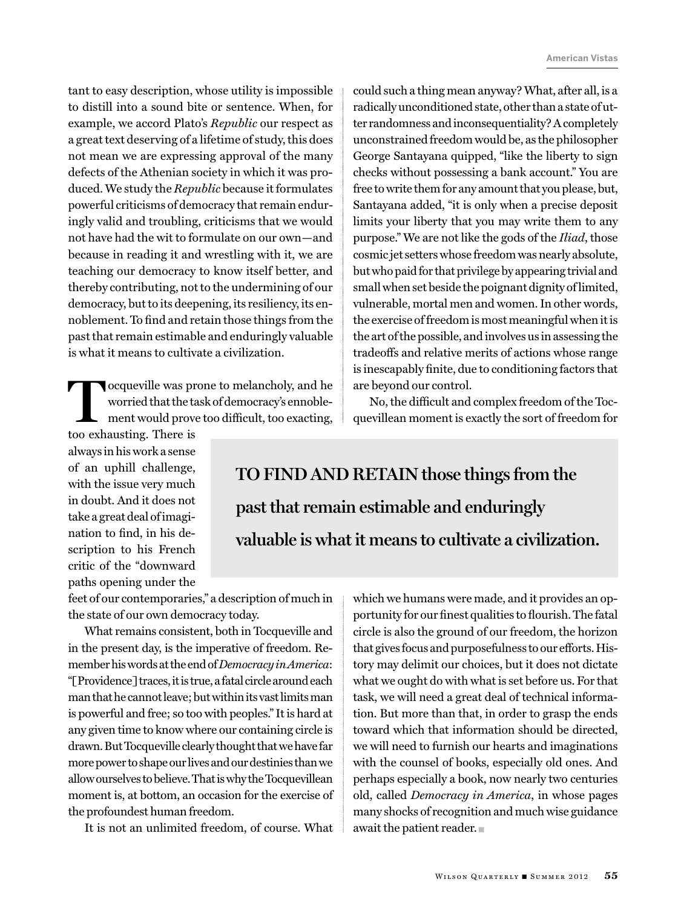tant to easy description, whose utility is impossible to distill into a sound bite or sentence. When, for example, we accord Plato's *Republic* our respect as a great text deserving of a lifetime of study, this does not mean we are expressing approval of the many defects of the Athenian society in which it was produced. We study the *Republic* because it formulates powerful criticisms of democracy that remain enduringly valid and troubling, criticisms that we would not have had the wit to formulate on our own—and because in reading it and wrestling with it, we are teaching our democracy to know itself better, and thereby contributing, not to the undermining of our democracy, but to its deepening, its resiliency, its ennoblement. To find and retain those things from the past that remain estimable and enduringly valuable is what it means to cultivate a civilization.

Tocqueville was prone to melancholy, and he worried that the task of democracy's ennoblement would prove too difficult, too exacting, too exhausting. There is always in his work a sense of an uphill challenge, with the issue very much in doubt. And it does not take a great deal of imagination to find, in his description to his French critic of the "downward paths opening under the feet of our contemporaries," a description of much in the state of our own democracy today.

What remains consistent, both in Tocqueville and in the present day, is the imperative of freedom. Remember his words at the end of *Democracy in America*: "[Providence] traces, it is true, a fatal circle around each man that he cannot leave; but within its vast limits man is powerful and free; so too with peoples." It is hard at any given time to know where our containing circle is drawn. But Tocqueville clearly thought that we have far more power to shape our lives and our destinies than we allow ourselves to believe. That is why the Tocquevillean moment is, at bottom, an occasion for the exercise of the profoundest human freedom.

It is not an unlimited freedom, of course. What could such a thing mean anyway? What, after all, is a radically unconditioned state, other than a state of utter randomness and inconsequentiality? A completely unconstrained freedom would be, as the philosopher George Santayana quipped, "like the liberty to sign checks without possessing a bank account." You are free to write them for any amount that you please, but, Santayana added, "it is only when a precise deposit limits your liberty that you may write them to any purpose." We are not like the gods of the *Iliad*, those cosmic jet setters whose freedom was nearly absolute, but who paid for that privilege by appearing trivial and small when set beside the poignant dignity of limited, vulnerable, mortal men and women. In other words, the exercise of freedom is most meaningful when it is the art of the possible, and involves us in assessing the tradeoffs and relative merits of actions whose range is inescapably finite, due to conditioning factors that are beyond our control.

No, the difficult and complex freedom of the Tocquevillean moment is exactly the sort of freedom for which we humans were made, and it provides an opportunity for our finest qualities to flourish. The fatal circle is also the ground of our freedom, the horizon that gives focus and purposefulness to our efforts. History may delimit our choices, but it does not dictate what we ought do with what is set before us. For that task, we will need a great deal of technical information. But more than that, in order to grasp the ends toward which that information should be directed, we will need to furnish our hearts and imaginations with the counsel of books, especially old ones. And perhaps especially a book, now nearly two centuries old, called *Democracy in America*, in whose pages many shocks of recognition and much wise guidance await the patient reader. ■

**TO FIND AND RETAIN those things from the past that remain estimable and enduringly valuable is what it means to cultivate a civilization.**